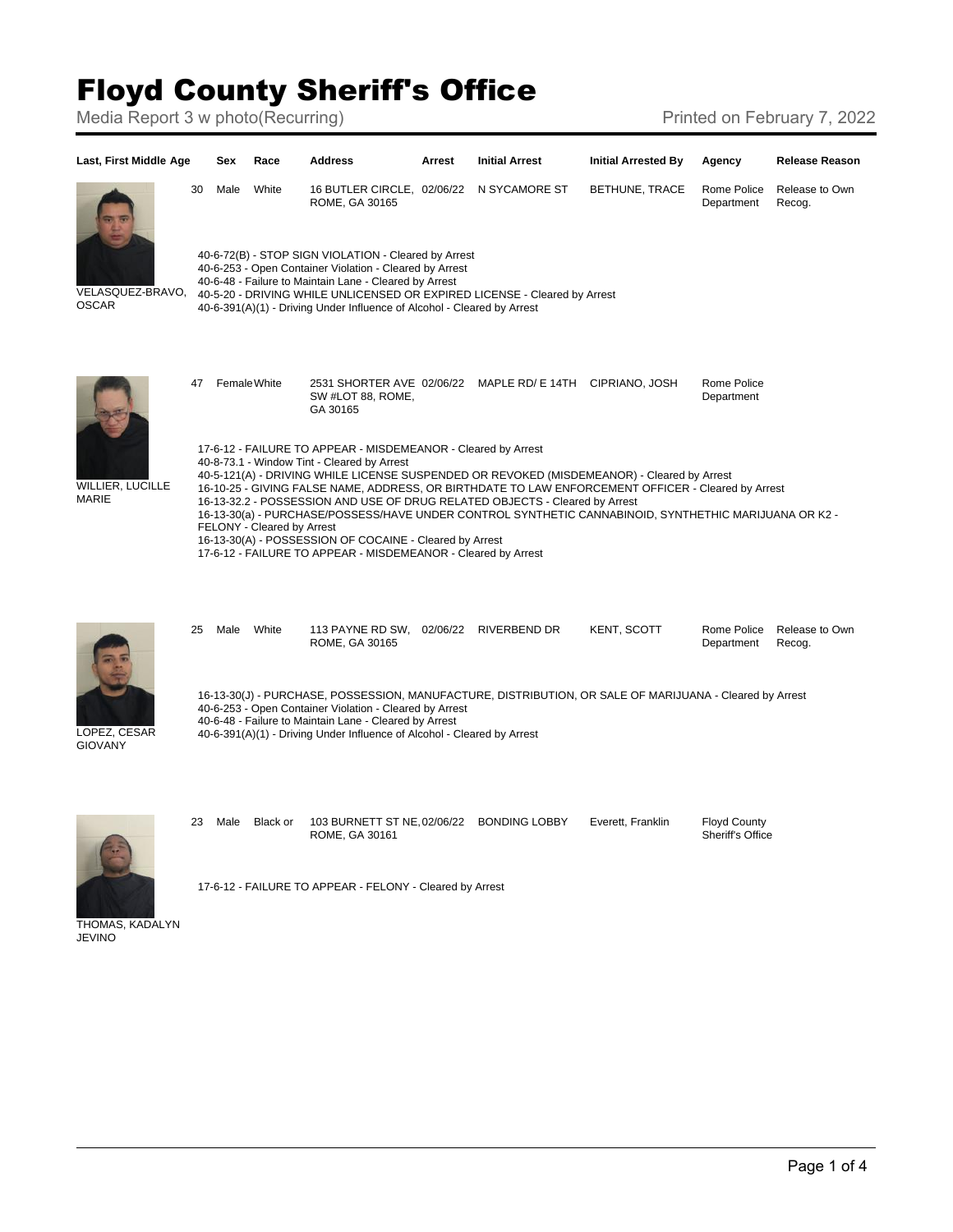# Floyd County Sheriff's Office

Media Report 3 w photo(Recurring) Printed on February 7, 2022

| Last, First Middle | Age | Sex | Race | Address | Arrest | Initial Arrest | Initial Arrested By | Agency | Release Reason |
|---|---|---|---|---|---|---|---|---|---|
| VELASQUEZ-BRAVO, OSCAR | 30 | Male | White | 16 BUTLER CIRCLE, ROME, GA 30165 | 02/06/22 | N SYCAMORE ST | BETHUNE, TRACE | Rome Police Department | Release to Own Recog. |

40-6-72(B) - STOP SIGN VIOLATION - Cleared by Arrest
40-6-253 - Open Container Violation - Cleared by Arrest
40-6-48 - Failure to Maintain Lane - Cleared by Arrest
40-5-20 - DRIVING WHILE UNLICENSED OR EXPIRED LICENSE - Cleared by Arrest
40-6-391(A)(1) - Driving Under Influence of Alcohol - Cleared by Arrest

| Last, First Middle | Age | Sex | Race | Address | Arrest | Initial Arrest | Initial Arrested By | Agency | Release Reason |
|---|---|---|---|---|---|---|---|---|---|
| WILLIER, LUCILLE MARIE | 47 | Female | White | 2531 SHORTER AVE SW #LOT 88, ROME, GA 30165 | 02/06/22 | MAPLE RD/ E 14TH | CIPRIANO, JOSH | Rome Police Department | |

17-6-12 - FAILURE TO APPEAR - MISDEMEANOR - Cleared by Arrest
40-8-73.1 - Window Tint - Cleared by Arrest
40-5-121(A) - DRIVING WHILE LICENSE SUSPENDED OR REVOKED (MISDEMEANOR) - Cleared by Arrest
16-10-25 - GIVING FALSE NAME, ADDRESS, OR BIRTHDATE TO LAW ENFORCEMENT OFFICER - Cleared by Arrest
16-13-32.2 - POSSESSION AND USE OF DRUG RELATED OBJECTS - Cleared by Arrest
16-13-30(a) - PURCHASE/POSSESS/HAVE UNDER CONTROL SYNTHETIC CANNABINOID, SYNTHETHIC MARIJUANA OR K2 - FELONY - Cleared by Arrest
16-13-30(A) - POSSESSION OF COCAINE - Cleared by Arrest
17-6-12 - FAILURE TO APPEAR - MISDEMEANOR - Cleared by Arrest

| Last, First Middle | Age | Sex | Race | Address | Arrest | Initial Arrest | Initial Arrested By | Agency | Release Reason |
|---|---|---|---|---|---|---|---|---|---|
| LOPEZ, CESAR GIOVANY | 25 | Male | White | 113 PAYNE RD SW, ROME, GA 30165 | 02/06/22 | RIVERBEND DR | KENT, SCOTT | Rome Police Department | Release to Own Recog. |

16-13-30(J) - PURCHASE, POSSESSION, MANUFACTURE, DISTRIBUTION, OR SALE OF MARIJUANA - Cleared by Arrest
40-6-253 - Open Container Violation - Cleared by Arrest
40-6-48 - Failure to Maintain Lane - Cleared by Arrest
40-6-391(A)(1) - Driving Under Influence of Alcohol - Cleared by Arrest

| Last, First Middle | Age | Sex | Race | Address | Arrest | Initial Arrest | Initial Arrested By | Agency | Release Reason |
|---|---|---|---|---|---|---|---|---|---|
| THOMAS, KADALYN JEVINO | 23 | Male | Black or | 103 BURNETT ST NE, ROME, GA 30161 | 02/06/22 | BONDING LOBBY | Everett, Franklin | Floyd County Sheriff's Office | |

17-6-12 - FAILURE TO APPEAR - FELONY - Cleared by Arrest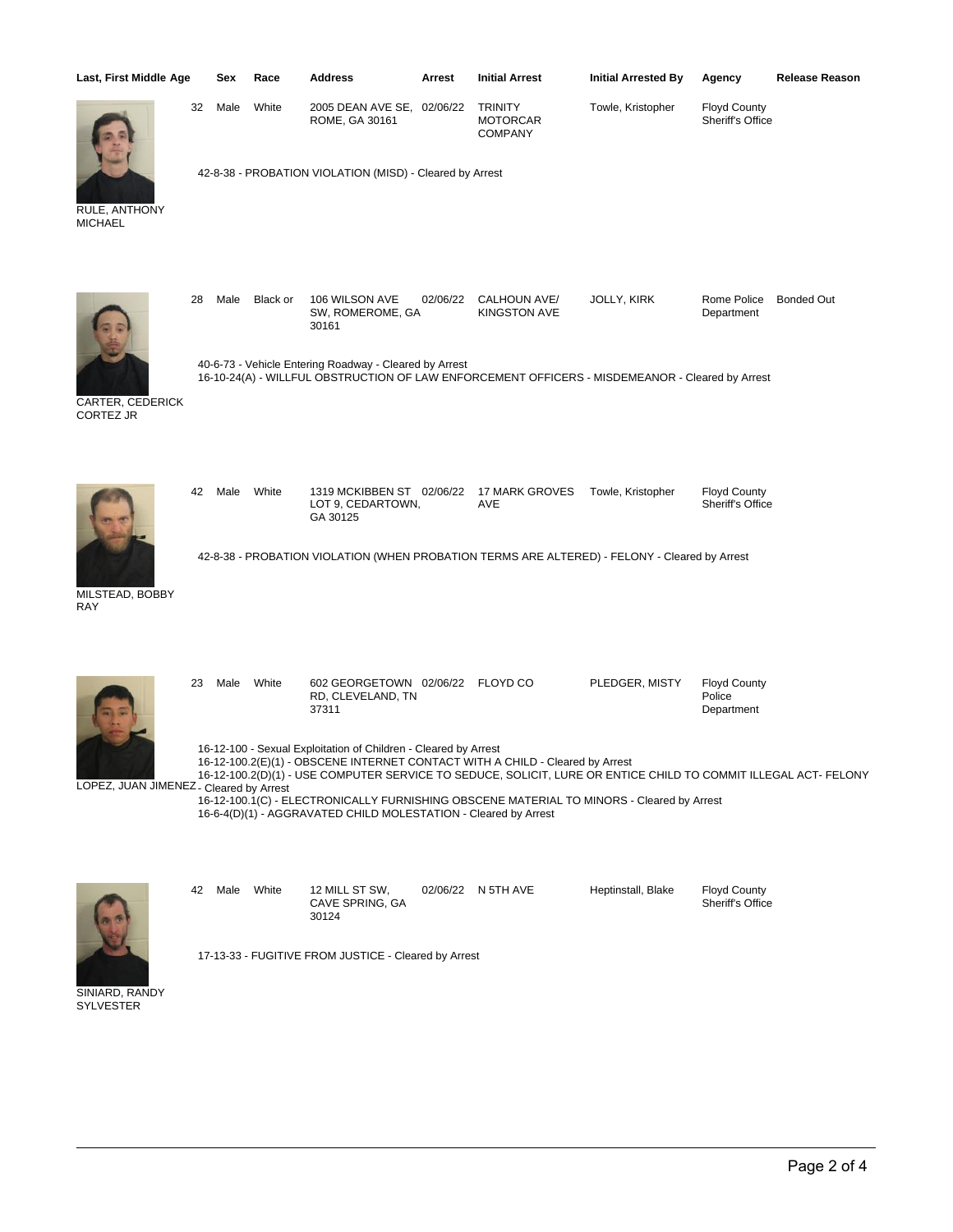| Last, First Middle | Age | Sex | Race | Address | Arrest | Initial Arrest | Initial Arrested By | Agency | Release Reason |
|---|---|---|---|---|---|---|---|---|---|
| RULE, ANTHONY MICHAEL | 32 | Male | White | 2005 DEAN AVE SE, ROME, GA 30161 | 02/06/22 | TRINITY MOTORCAR COMPANY | Towle, Kristopher | Floyd County Sheriff's Office | |
| | | | | 42-8-38 - PROBATION VIOLATION (MISD) - Cleared by Arrest | | | | | |
| CARTER, CEDERICK CORTEZ JR | 28 | Male | Black or | 106 WILSON AVE SW, ROMEROME, GA 30161 | 02/06/22 | CALHOUN AVE/ KINGSTON AVE | JOLLY, KIRK | Rome Police Department | Bonded Out |
| | | | | 40-6-73 - Vehicle Entering Roadway - Cleared by Arrest<br>16-10-24(A) - WILLFUL OBSTRUCTION OF LAW ENFORCEMENT OFFICERS - MISDEMEANOR - Cleared by Arrest | | | | | |
| MILSTEAD, BOBBY RAY | 42 | Male | White | 1319 MCKIBBEN ST LOT 9, CEDARTOWN, GA 30125 | 02/06/22 | 17 MARK GROVES AVE | Towle, Kristopher | Floyd County Sheriff's Office | |
| | | | | 42-8-38 - PROBATION VIOLATION (WHEN PROBATION TERMS ARE ALTERED) - FELONY - Cleared by Arrest | | | | | |
| LOPEZ, JUAN JIMENEZ | 23 | Male | White | 602 GEORGETOWN RD, CLEVELAND, TN 37311 | 02/06/22 | FLOYD CO | PLEDGER, MISTY | Floyd County Police Department | |
| | | | | 16-12-100 - Sexual Exploitation of Children - Cleared by Arrest<br>16-12-100.2(E)(1) - OBSCENE INTERNET CONTACT WITH A CHILD - Cleared by Arrest<br>16-12-100.2(D)(1) - USE COMPUTER SERVICE TO SEDUCE, SOLICIT, LURE OR ENTICE CHILD TO COMMIT ILLEGAL ACT- FELONY - Cleared by Arrest<br>16-12-100.1(C) - ELECTRONICALLY FURNISHING OBSCENE MATERIAL TO MINORS - Cleared by Arrest<br>16-6-4(D)(1) - AGGRAVATED CHILD MOLESTATION - Cleared by Arrest | | | | | |
| SINIARD, RANDY SYLVESTER | 42 | Male | White | 12 MILL ST SW, CAVE SPRING, GA 30124 | 02/06/22 | N 5TH AVE | Heptinstall, Blake | Floyd County Sheriff's Office | |
| | | | | 17-13-33 - FUGITIVE FROM JUSTICE - Cleared by Arrest | | | | | |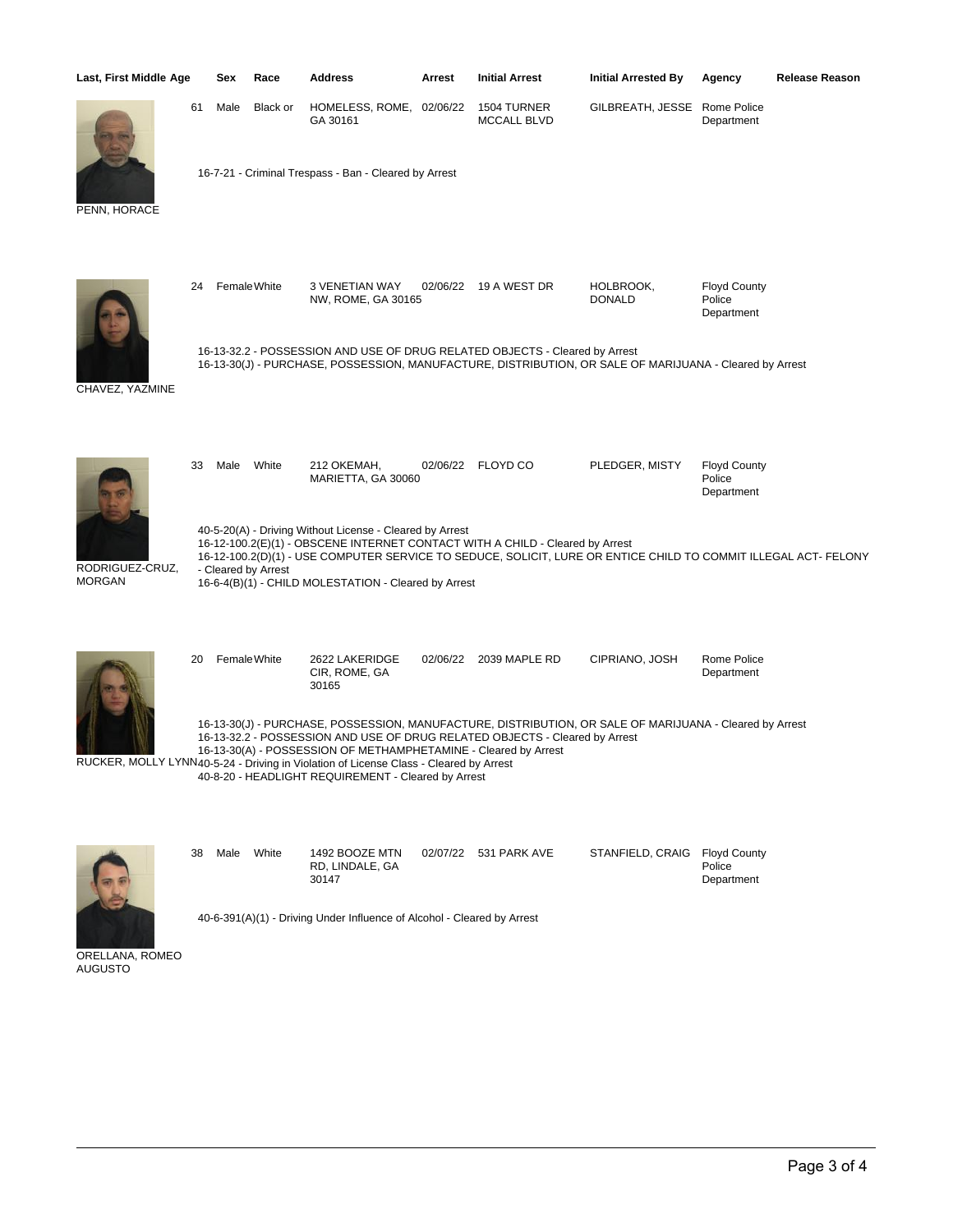| Last, First Middle | Age | Sex | Race | Address | Arrest | Initial Arrest | Initial Arrested By | Agency | Release Reason |
|---|---|---|---|---|---|---|---|---|---|
| PENN, HORACE | 61 | Male | Black or | HOMELESS, ROME, GA 30161 | 02/06/22 | 1504 TURNER MCCALL BLVD | GILBREATH, JESSE | Rome Police Department | |

16-7-21 - Criminal Trespass - Ban - Cleared by Arrest

| Last, First Middle | Age | Sex | Race | Address | Arrest | Initial Arrest | Initial Arrested By | Agency | Release Reason |
|---|---|---|---|---|---|---|---|---|---|
| CHAVEZ, YAZMINE | 24 | Female | White | 3 VENETIAN WAY NW, ROME, GA 30165 | 02/06/22 | 19 A WEST DR | HOLBROOK, DONALD | Floyd County Police Department | |

16-13-32.2 - POSSESSION AND USE OF DRUG RELATED OBJECTS - Cleared by Arrest
16-13-30(J) - PURCHASE, POSSESSION, MANUFACTURE, DISTRIBUTION, OR SALE OF MARIJUANA - Cleared by Arrest

| Last, First Middle | Age | Sex | Race | Address | Arrest | Initial Arrest | Initial Arrested By | Agency | Release Reason |
|---|---|---|---|---|---|---|---|---|---|
| RODRIGUEZ-CRUZ, MORGAN | 33 | Male | White | 212 OKEMAH, MARIETTA, GA 30060 | 02/06/22 | FLOYD CO | PLEDGER, MISTY | Floyd County Police Department | |

40-5-20(A) - Driving Without License - Cleared by Arrest
16-12-100.2(E)(1) - OBSCENE INTERNET CONTACT WITH A CHILD - Cleared by Arrest
16-12-100.2(D)(1) - USE COMPUTER SERVICE TO SEDUCE, SOLICIT, LURE OR ENTICE CHILD TO COMMIT ILLEGAL ACT- FELONY - Cleared by Arrest
16-6-4(B)(1) - CHILD MOLESTATION - Cleared by Arrest

| Last, First Middle | Age | Sex | Race | Address | Arrest | Initial Arrest | Initial Arrested By | Agency | Release Reason |
|---|---|---|---|---|---|---|---|---|---|
| RUCKER, MOLLY LYNN | 20 | Female | White | 2622 LAKERIDGE CIR, ROME, GA 30165 | 02/06/22 | 2039 MAPLE RD | CIPRIANO, JOSH | Rome Police Department | |

16-13-30(J) - PURCHASE, POSSESSION, MANUFACTURE, DISTRIBUTION, OR SALE OF MARIJUANA - Cleared by Arrest
16-13-32.2 - POSSESSION AND USE OF DRUG RELATED OBJECTS - Cleared by Arrest
16-13-30(A) - POSSESSION OF METHAMPHETAMINE - Cleared by Arrest
40-5-24 - Driving in Violation of License Class - Cleared by Arrest
40-8-20 - HEADLIGHT REQUIREMENT - Cleared by Arrest

| Last, First Middle | Age | Sex | Race | Address | Arrest | Initial Arrest | Initial Arrested By | Agency | Release Reason |
|---|---|---|---|---|---|---|---|---|---|
| ORELLANA, ROMEO AUGUSTO | 38 | Male | White | 1492 BOOZE MTN RD, LINDALE, GA 30147 | 02/07/22 | 531 PARK AVE | STANFIELD, CRAIG | Floyd County Police Department | |

40-6-391(A)(1) - Driving Under Influence of Alcohol - Cleared by Arrest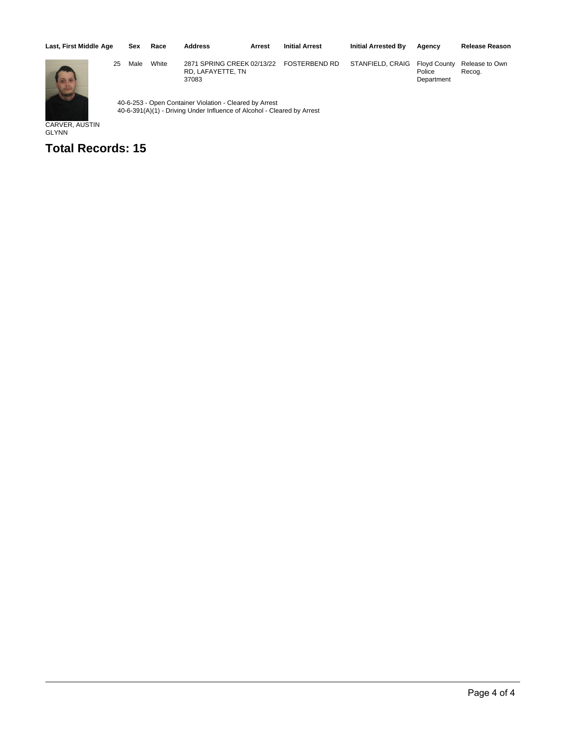| Last, First Middle | Age | Sex | Race | Address | Arrest | Initial Arrest | Initial Arrested By | Agency | Release Reason |
|---|---|---|---|---|---|---|---|---|---|
| CARVER, AUSTIN GLYNN | 25 | Male | White | 2871 SPRING CREEK RD, LAFAYETTE, TN 37083 | 02/13/22 | FOSTERBEND RD | STANFIELD, CRAIG | Floyd County Police Department | Release to Own Recog. |

40-6-253 - Open Container Violation - Cleared by Arrest
40-6-391(A)(1) - Driving Under Influence of Alcohol - Cleared by Arrest

## Total Records: 15